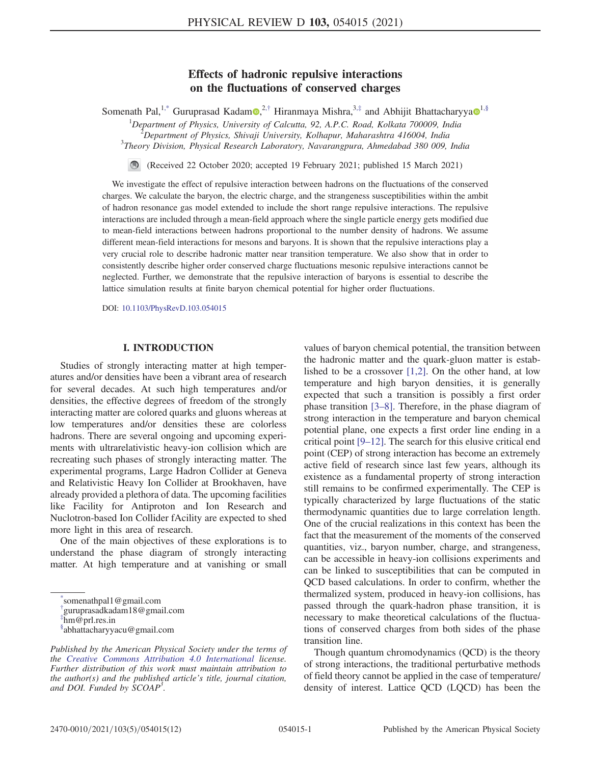# Effects of hadronic repulsive interactions on the fluctuations of conserved charges

Somenath Pal,[1,*] Guruprasad Kadam,[2,†] Hiranmaya Mishra,[3,‡] and Abhijit Bhattacharyya[1,§]

[1]Department of Physics, University of Calcutta, 92, A.P.C. Road, Kolkata 700009, India
[2]Department of Physics, Shivaji University, Kolhapur, Maharashtra 416004, India
[3]Theory Division, Physical Research Laboratory, Navarangpura, Ahmedabad 380 009, India

(Received 22 October 2020; accepted 19 February 2021; published 15 March 2021)

We investigate the effect of repulsive interaction between hadrons on the fluctuations of the conserved charges. We calculate the baryon, the electric charge, and the strangeness susceptibilities within the ambit of hadron resonance gas model extended to include the short range repulsive interactions. The repulsive interactions are included through a mean-field approach where the single particle energy gets modified due to mean-field interactions between hadrons proportional to the number density of hadrons. We assume different mean-field interactions for mesons and baryons. It is shown that the repulsive interactions play a very crucial role to describe hadronic matter near transition temperature. We also show that in order to consistently describe higher order conserved charge fluctuations mesonic repulsive interactions cannot be neglected. Further, we demonstrate that the repulsive interaction of baryons is essential to describe the lattice simulation results at finite baryon chemical potential for higher order fluctuations.

DOI: 10.1103/PhysRevD.103.054015

## I. INTRODUCTION

Studies of strongly interacting matter at high temperatures and/or densities have been a vibrant area of research for several decades. At such high temperatures and/or densities, the effective degrees of freedom of the strongly interacting matter are colored quarks and gluons whereas at low temperatures and/or densities these are colorless hadrons. There are several ongoing and upcoming experiments with ultrarelativistic heavy-ion collision which are recreating such phases of strongly interacting matter. The experimental programs, Large Hadron Collider at Geneva and Relativistic Heavy Ion Collider at Brookhaven, have already provided a plethora of data. The upcoming facilities like Facility for Antiproton and Ion Research and Nuclotron-based Ion Collider fAcility are expected to shed more light in this area of research.

One of the main objectives of these explorations is to understand the phase diagram of strongly interacting matter. At high temperature and at vanishing or small values of baryon chemical potential, the transition between the hadronic matter and the quark-gluon matter is established to be a crossover [1,2]. On the other hand, at low temperature and high baryon densities, it is generally expected that such a transition is possibly a first order phase transition [3–8]. Therefore, in the phase diagram of strong interaction in the temperature and baryon chemical potential plane, one expects a first order line ending in a critical point [9–12]. The search for this elusive critical end point (CEP) of strong interaction has become an extremely active field of research since last few years, although its existence as a fundamental property of strong interaction still remains to be confirmed experimentally. The CEP is typically characterized by large fluctuations of the static thermodynamic quantities due to large correlation length. One of the crucial realizations in this context has been the fact that the measurement of the moments of the conserved quantities, viz., baryon number, charge, and strangeness, can be accessible in heavy-ion collisions experiments and can be linked to susceptibilities that can be computed in QCD based calculations. In order to confirm, whether the thermalized system, produced in heavy-ion collisions, has passed through the quark-hadron phase transition, it is necessary to make theoretical calculations of the fluctuations of conserved charges from both sides of the phase transition line.

Though quantum chromodynamics (QCD) is the theory of strong interactions, the traditional perturbative methods of field theory cannot be applied in the case of temperature/density of interest. Lattice QCD (LQCD) has been the

---

[*]somenathpal1@gmail.com
[†]guruprasadkadam18@gmail.com
[‡]hm@prl.res.in
[§]abhattacharyyacu@gmail.com

*Published by the American Physical Society under the terms of the Creative Commons Attribution 4.0 International license. Further distribution of this work must maintain attribution to the author(s) and the published article's title, journal citation, and DOI. Funded by SCOAP³.*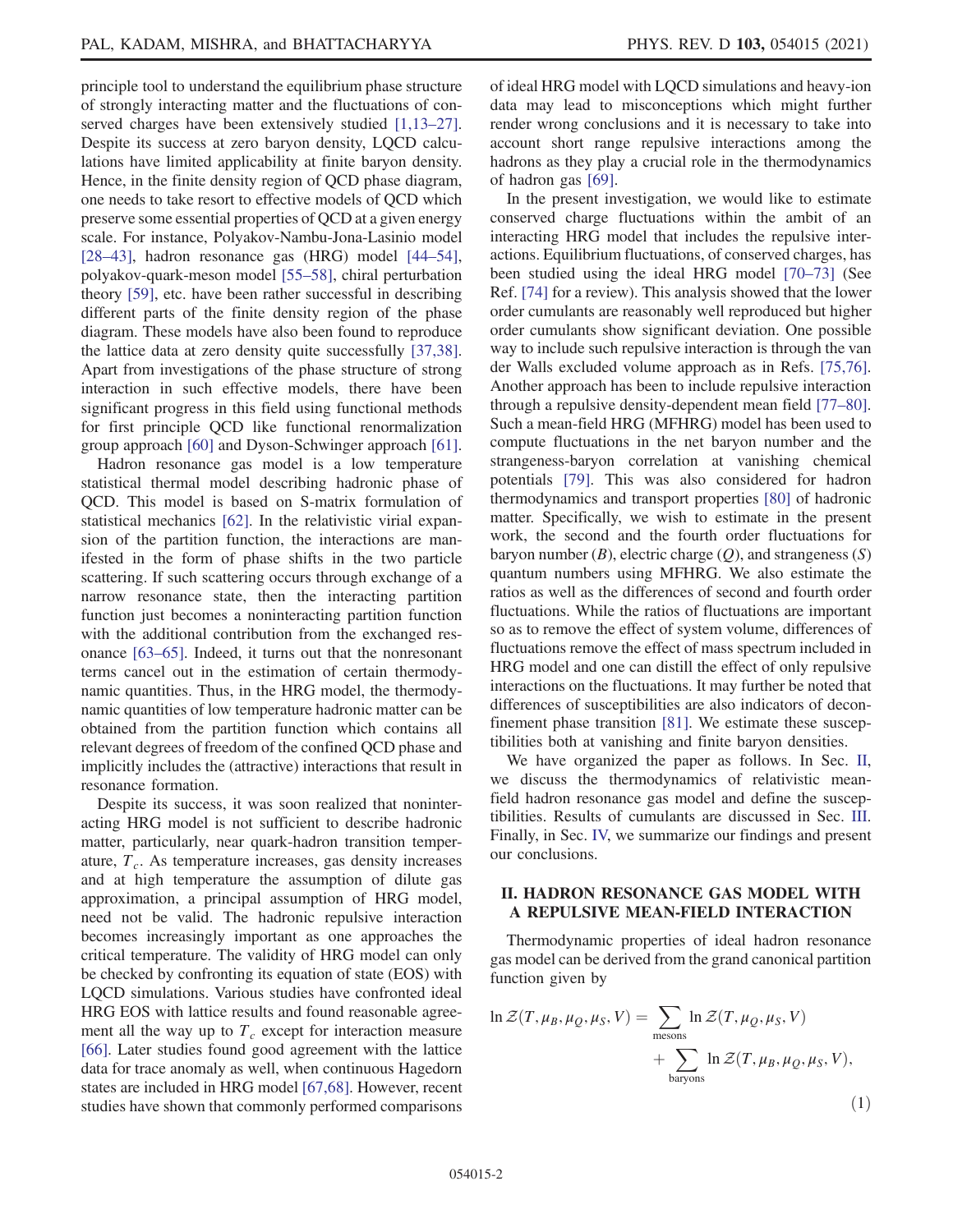principle tool to understand the equilibrium phase structure of strongly interacting matter and the fluctuations of conserved charges have been extensively studied [1,13–27]. Despite its success at zero baryon density, LQCD calculations have limited applicability at finite baryon density. Hence, in the finite density region of QCD phase diagram, one needs to take resort to effective models of QCD which preserve some essential properties of QCD at a given energy scale. For instance, Polyakov-Nambu-Jona-Lasinio model [28–43], hadron resonance gas (HRG) model [44–54], polyakov-quark-meson model [55–58], chiral perturbation theory [59], etc. have been rather successful in describing different parts of the finite density region of the phase diagram. These models have also been found to reproduce the lattice data at zero density quite successfully [37,38]. Apart from investigations of the phase structure of strong interaction in such effective models, there have been significant progress in this field using functional methods for first principle QCD like functional renormalization group approach [60] and Dyson-Schwinger approach [61].

Hadron resonance gas model is a low temperature statistical thermal model describing hadronic phase of QCD. This model is based on S-matrix formulation of statistical mechanics [62]. In the relativistic virial expansion of the partition function, the interactions are manifested in the form of phase shifts in the two particle scattering. If such scattering occurs through exchange of a narrow resonance state, then the interacting partition function just becomes a noninteracting partition function with the additional contribution from the exchanged resonance [63–65]. Indeed, it turns out that the nonresonant terms cancel out in the estimation of certain thermodynamic quantities. Thus, in the HRG model, the thermodynamic quantities of low temperature hadronic matter can be obtained from the partition function which contains all relevant degrees of freedom of the confined QCD phase and implicitly includes the (attractive) interactions that result in resonance formation.

Despite its success, it was soon realized that noninteracting HRG model is not sufficient to describe hadronic matter, particularly, near quark-hadron transition temperature, $T_c$. As temperature increases, gas density increases and at high temperature the assumption of dilute gas approximation, a principal assumption of HRG model, need not be valid. The hadronic repulsive interaction becomes increasingly important as one approaches the critical temperature. The validity of HRG model can only be checked by confronting its equation of state (EOS) with LQCD simulations. Various studies have confronted ideal HRG EOS with lattice results and found reasonable agreement all the way up to $T_c$ except for interaction measure [66]. Later studies found good agreement with the lattice data for trace anomaly as well, when continuous Hagedorn states are included in HRG model [67,68]. However, recent studies have shown that commonly performed comparisons of ideal HRG model with LQCD simulations and heavy-ion data may lead to misconceptions which might further render wrong conclusions and it is necessary to take into account short range repulsive interactions among the hadrons as they play a crucial role in the thermodynamics of hadron gas [69].

In the present investigation, we would like to estimate conserved charge fluctuations within the ambit of an interacting HRG model that includes the repulsive interactions. Equilibrium fluctuations, of conserved charges, has been studied using the ideal HRG model [70–73] (See Ref. [74] for a review). This analysis showed that the lower order cumulants are reasonably well reproduced but higher order cumulants show significant deviation. One possible way to include such repulsive interaction is through the van der Walls excluded volume approach as in Refs. [75,76]. Another approach has been to include repulsive interaction through a repulsive density-dependent mean field [77–80]. Such a mean-field HRG (MFHRG) model has been used to compute fluctuations in the net baryon number and the strangeness-baryon correlation at vanishing chemical potentials [79]. This was also considered for hadron thermodynamics and transport properties [80] of hadronic matter. Specifically, we wish to estimate in the present work, the second and the fourth order fluctuations for baryon number ($B$), electric charge ($Q$), and strangeness ($S$) quantum numbers using MFHRG. We also estimate the ratios as well as the differences of second and fourth order fluctuations. While the ratios of fluctuations are important so as to remove the effect of system volume, differences of fluctuations remove the effect of mass spectrum included in HRG model and one can distill the effect of only repulsive interactions on the fluctuations. It may further be noted that differences of susceptibilities are also indicators of deconfinement phase transition [81]. We estimate these susceptibilities both at vanishing and finite baryon densities.

We have organized the paper as follows. In Sec. II, we discuss the thermodynamics of relativistic mean-field hadron resonance gas model and define the susceptibilities. Results of cumulants are discussed in Sec. III. Finally, in Sec. IV, we summarize our findings and present our conclusions.

## II. HADRON RESONANCE GAS MODEL WITH A REPULSIVE MEAN-FIELD INTERACTION

Thermodynamic properties of ideal hadron resonance gas model can be derived from the grand canonical partition function given by

$$\ln \mathcal{Z}(T,\mu_B,\mu_Q,\mu_S,V) = \sum_{\text{mesons}} \ln \mathcal{Z}(T,\mu_Q,\mu_S,V) + \sum_{\text{baryons}} \ln \mathcal{Z}(T,\mu_B,\mu_Q,\mu_S,V), \tag{1}$$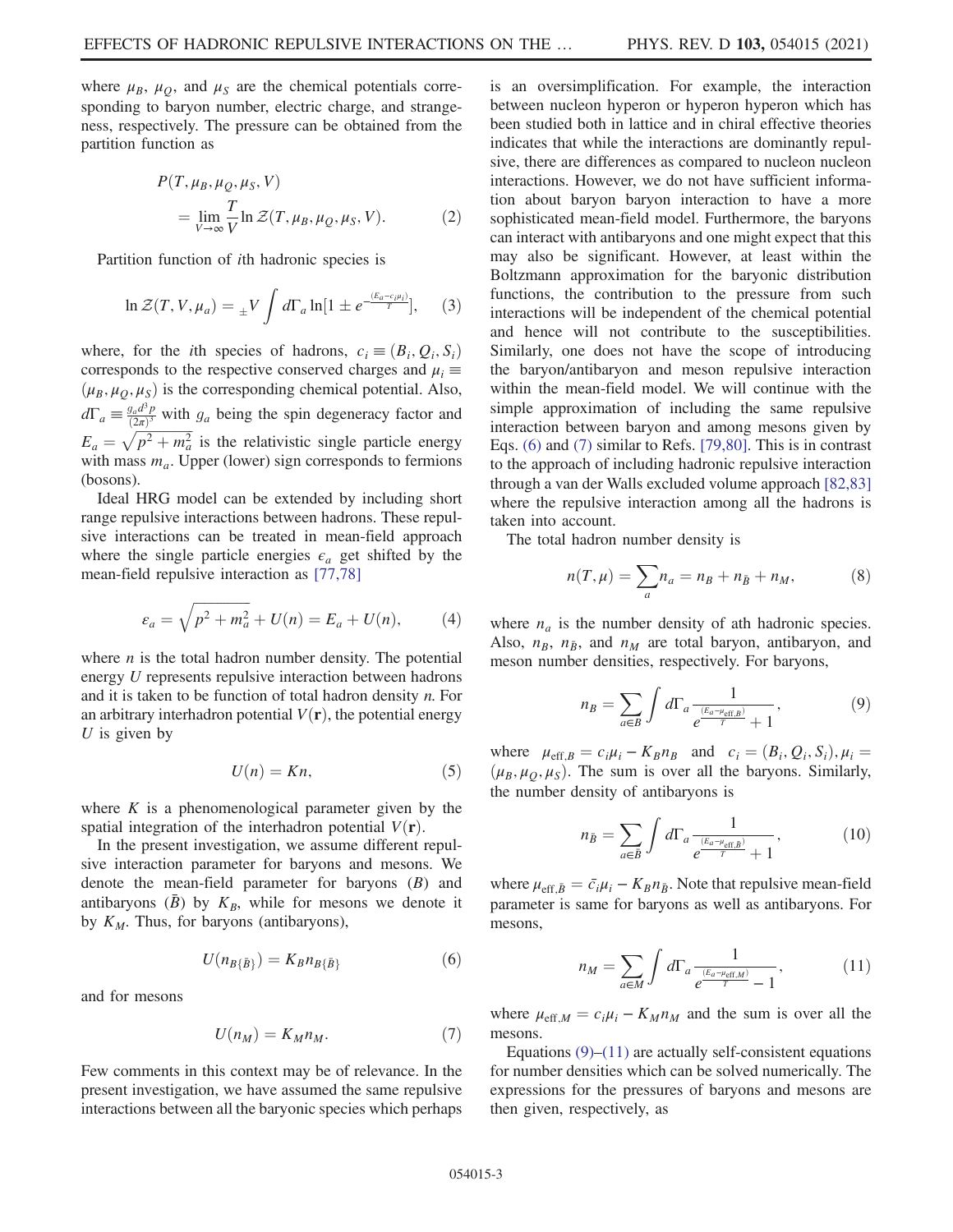where $\mu_B$, $\mu_Q$, and $\mu_S$ are the chemical potentials corresponding to baryon number, electric charge, and strangeness, respectively. The pressure can be obtained from the partition function as

$$P(T, \mu_B, \mu_Q, \mu_S, V) = \lim_{V\to\infty} \frac{T}{V} \ln \mathcal{Z}(T, \mu_B, \mu_Q, \mu_S, V). \tag{2}$$

Partition function of $i$th hadronic species is

$$\ln \mathcal{Z}(T, V, \mu_a) = {}_{\pm} V \int d\Gamma_a \ln[1 \pm e^{-\frac{(E_a - c_i\mu_i)}{T}}], \tag{3}$$

where, for the $i$th species of hadrons, $c_i \equiv (B_i, Q_i, S_i)$ corresponds to the respective conserved charges and $\mu_i \equiv (\mu_B, \mu_Q, \mu_S)$ is the corresponding chemical potential. Also, $d\Gamma_a \equiv \frac{g_a d^3p}{(2\pi)^3}$ with $g_a$ being the spin degeneracy factor and $E_a = \sqrt{p^2 + m_a^2}$ is the relativistic single particle energy with mass $m_a$. Upper (lower) sign corresponds to fermions (bosons).

Ideal HRG model can be extended by including short range repulsive interactions between hadrons. These repulsive interactions can be treated in mean-field approach where the single particle energies $\epsilon_a$ get shifted by the mean-field repulsive interaction as [77,78]

$$\varepsilon_a = \sqrt{p^2 + m_a^2} + U(n) = E_a + U(n), \tag{4}$$

where $n$ is the total hadron number density. The potential energy $U$ represents repulsive interaction between hadrons and it is taken to be function of total hadron density $n$. For an arbitrary interhadron potential $V(\mathbf{r})$, the potential energy $U$ is given by

$$U(n) = Kn, \tag{5}$$

where $K$ is a phenomenological parameter given by the spatial integration of the interhadron potential $V(\mathbf{r})$.

In the present investigation, we assume different repulsive interaction parameter for baryons and mesons. We denote the mean-field parameter for baryons ($B$) and antibaryons ($\bar{B}$) by $K_B$, while for mesons we denote it by $K_M$. Thus, for baryons (antibaryons),

$$U(n_{B\{\bar{B}\}}) = K_B n_{B\{\bar{B}\}} \tag{6}$$

and for mesons

$$U(n_M) = K_M n_M. \tag{7}$$

Few comments in this context may be of relevance. In the present investigation, we have assumed the same repulsive interactions between all the baryonic species which perhaps is an oversimplification. For example, the interaction between nucleon hyperon or hyperon hyperon which has been studied both in lattice and in chiral effective theories indicates that while the interactions are dominantly repulsive, there are differences as compared to nucleon nucleon interactions. However, we do not have sufficient information about baryon baryon interaction to have a more sophisticated mean-field model. Furthermore, the baryons can interact with antibaryons and one might expect that this may also be significant. However, at least within the Boltzmann approximation for the baryonic distribution functions, the contribution to the pressure from such interactions will be independent of the chemical potential and hence will not contribute to the susceptibilities. Similarly, one does not have the scope of introducing the baryon/antibaryon and meson repulsive interaction within the mean-field model. We will continue with the simple approximation of including the same repulsive interaction between baryon and among mesons given by Eqs. (6) and (7) similar to Refs. [79,80]. This is in contrast to the approach of including hadronic repulsive interaction through a van der Walls excluded volume approach [82,83] where the repulsive interaction among all the hadrons is taken into account.

The total hadron number density is

$$n(T, \mu) = \sum_a n_a = n_B + n_{\bar{B}} + n_M, \tag{8}$$

where $n_a$ is the number density of ath hadronic species. Also, $n_B$, $n_{\bar{B}}$, and $n_M$ are total baryon, antibaryon, and meson number densities, respectively. For baryons,

$$n_B = \sum_{a\in B} \int d\Gamma_a \frac{1}{e^{\frac{(E_a - \mu_{\text{eff},B})}{T}} + 1}, \tag{9}$$

where $\mu_{\text{eff},B} = c_i\mu_i - K_B n_B$ and $c_i = (B_i, Q_i, S_i), \mu_i = (\mu_B, \mu_Q, \mu_S)$. The sum is over all the baryons. Similarly, the number density of antibaryons is

$$n_{\bar{B}} = \sum_{a\in \bar{B}} \int d\Gamma_a \frac{1}{e^{\frac{(E_a - \mu_{\text{eff},\bar{B}})}{T}} + 1}, \tag{10}$$

where $\mu_{\text{eff},\bar{B}} = \bar{c}_i\mu_i - K_B n_{\bar{B}}$. Note that repulsive mean-field parameter is same for baryons as well as antibaryons. For mesons,

$$n_M = \sum_{a\in M} \int d\Gamma_a \frac{1}{e^{\frac{(E_a - \mu_{\text{eff},M})}{T}} - 1}, \tag{11}$$

where $\mu_{\text{eff},M} = c_i\mu_i - K_M n_M$ and the sum is over all the mesons.

Equations (9)–(11) are actually self-consistent equations for number densities which can be solved numerically. The expressions for the pressures of baryons and mesons are then given, respectively, as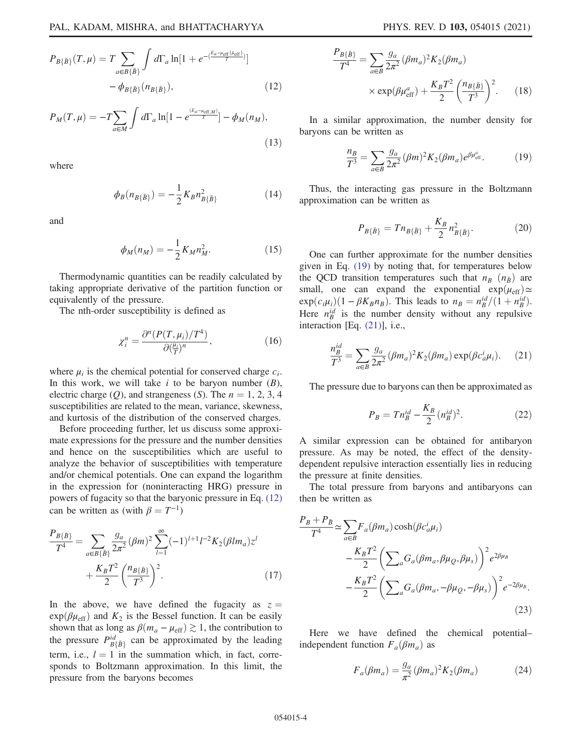$$P_{B\{\bar{B}\}}(T,\mu) = T\sum_{a\in B\{\bar{B}\}}\int d\Gamma_a \ln[1+e^{-(\frac{E_a-\mu_{\rm eff}\{\bar{\mu}_{\rm eff}\}}{T})}] - \phi_{B\{\bar{B}\}}(n_{B\{\bar{B}\}}), \tag{12}$$

$$P_M(T,\mu) = -T\sum_{a\in M}\int d\Gamma_a \ln[1-e^{\frac{(E_a-\mu_{{\rm eff},M})}{T}}] - \phi_M(n_M), \tag{13}$$

where

$$\phi_B(n_{B\{\bar{B}\}}) = -\frac{1}{2}K_B n^2_{B\{\bar{B}\}} \tag{14}$$

and

$$\phi_M(n_M) = -\frac{1}{2}K_M n_M^2. \tag{15}$$

Thermodynamic quantities can be readily calculated by taking appropriate derivative of the partition function or equivalently of the pressure.

The nth-order susceptibility is defined as

$$\chi_i^n = \frac{\partial^n(P(T,\mu_i)/T^4)}{\partial(\frac{\mu_i}{T})^n}, \tag{16}$$

where $\mu_i$ is the chemical potential for conserved charge $c_i$. In this work, we will take $i$ to be baryon number ($B$), electric charge ($Q$), and strangeness ($S$). The $n = 1, 2, 3, 4$ susceptibilities are related to the mean, variance, skewness, and kurtosis of the distribution of the conserved charges.

Before proceeding further, let us discuss some approximate expressions for the pressure and the number densities and hence on the susceptibilities which are useful to analyze the behavior of susceptibilities with temperature and/or chemical potentials. One can expand the logarithm in the expression for (noninteracting HRG) pressure in powers of fugacity so that the baryonic pressure in Eq. (12) can be written as (with $\beta = T^{-1}$)

$$\frac{P_{B\{\bar{B}\}}}{T^4} = \sum_{a\in B\{\bar{B}\}}\frac{g_a}{2\pi^2}(\beta m)^2\sum_{l=1}^{\infty}(-1)^{l+1}l^{-2}K_2(\beta l m_a)z^l + \frac{K_B T^2}{2}\left(\frac{n_{B\{\bar{B}\}}}{T^3}\right)^2. \tag{17}$$

In the above, we have defined the fugacity as $z = \exp(\beta\mu_{\rm eff})$ and $K_2$ is the Bessel function. It can be easily shown that as long as $\beta(m_a - \mu_{\rm eff}) \gtrsim 1$, the contribution to the pressure $P^{id}_{B\{\bar{B}\}}$ can be approximated by the leading term, i.e., $l = 1$ in the summation which, in fact, corresponds to Boltzmann approximation. In this limit, the pressure from the baryons becomes

$$\frac{P_{B\{\bar{B}\}}}{T^4} = \sum_{a\in B}\frac{g_a}{2\pi^2}(\beta m_a)^2 K_2(\beta m_a) \times \exp(\beta\mu^a_{\rm eff}) + \frac{K_B T^2}{2}\left(\frac{n_{B\{\bar{B}\}}}{T^3}\right)^2. \tag{18}$$

In a similar approximation, the number density for baryons can be written as

$$\frac{n_B}{T^3} = \sum_{a\in B}\frac{g_a}{2\pi^2}(\beta m)^2 K_2(\beta m_a)e^{\beta\mu^a_{\rm eff}}. \tag{19}$$

Thus, the interacting gas pressure in the Boltzmann approximation can be written as

$$P_{B\{\bar{B}\}} = T n_{B\{\bar{B}\}} + \frac{K_B}{2}n^2_{B\{\bar{B}\}}. \tag{20}$$

One can further approximate for the number densities given in Eq. (19) by noting that, for temperatures below the QCD transition temperatures such that $n_B$ ($n_{\bar{B}}$) are small, one can expand the exponential $\exp(\mu_{\rm eff}) \simeq \exp(c_i\mu_i)(1-\beta K_B n_B)$. This leads to $n_B = n_B^{id}/(1+n_B^{id})$. Here $n_B^{id}$ is the number density without any repulsive interaction [Eq. (21)], i.e.,

$$\frac{n_B^{id}}{T^3} = \sum_{a\in B}\frac{g_a}{2\pi^2}(\beta m_a)^2 K_2(\beta m_a)\exp(\beta c_a^i\mu_i). \tag{21}$$

The pressure due to baryons can then be approximated as

$$P_B = T n_B^{id} - \frac{K_B}{2}(n_B^{id})^2. \tag{22}$$

A similar expression can be obtained for antibaryon pressure. As may be noted, the effect of the density-dependent repulsive interaction essentially lies in reducing the pressure at finite densities.

The total pressure from baryons and antibaryons can then be written as

$$\frac{P_B + P_{\bar{B}}}{T^4} \simeq \sum_{a\in B}F_a(\beta m_a)\cosh(\beta c_a^i\mu_i) - \frac{K_B T^2}{2}\left(\sum_a G_a(\beta m_a,\beta\mu_Q,\beta\mu_s)\right)^2 e^{2\beta\mu_B} - \frac{K_B T^2}{2}\left(\sum_a G_a(\beta m_a,-\beta\mu_Q,-\beta\mu_s)\right)^2 e^{-2\beta\mu_B}. \tag{23}$$

Here we have defined the chemical potential–independent function $F_a(\beta m_a)$ as

$$F_a(\beta m_a) = \frac{g_a}{\pi^2}(\beta m_a)^2 K_2(\beta m_a) \tag{24}$$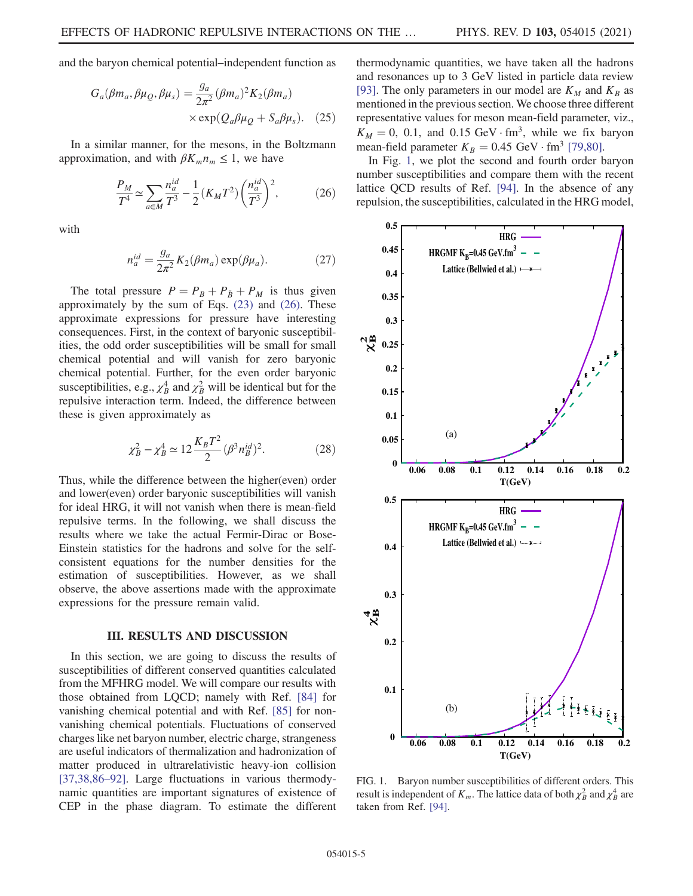and the baryon chemical potential–independent function as

$$G_a(\beta m_a, \beta\mu_Q, \beta\mu_s) = \frac{g_a}{2\pi^2}(\beta m_a)^2 K_2(\beta m_a) \times \exp(Q_a\beta\mu_Q + S_a\beta\mu_s). \quad (25)$$

In a similar manner, for the mesons, in the Boltzmann approximation, and with $\beta K_m n_m \leq 1$, we have

$$\frac{P_M}{T^4} \simeq \sum_{a\in M} \frac{n_a^{id}}{T^3} - \frac{1}{2}(K_M T^2)\left(\frac{n_a^{id}}{T^3}\right)^2, \quad (26)$$

with

$$n_a^{id} = \frac{g_a}{2\pi^2} K_2(\beta m_a)\exp(\beta\mu_a). \quad (27)$$

The total pressure $P = P_B + P_{\bar{B}} + P_M$ is thus given approximately by the sum of Eqs. (23) and (26). These approximate expressions for pressure have interesting consequences. First, in the context of baryonic susceptibilities, the odd order susceptibilities will be small for small chemical potential and will vanish for zero baryonic chemical potential. Further, for the even order baryonic susceptibilities, e.g., $\chi_B^4$ and $\chi_B^2$ will be identical but for the repulsive interaction term. Indeed, the difference between these is given approximately as

$$\chi_B^2 - \chi_B^4 \simeq 12\frac{K_B T^2}{2}(\beta^3 n_B^{id})^2. \quad (28)$$

Thus, while the difference between the higher(even) order and lower(even) order baryonic susceptibilities will vanish for ideal HRG, it will not vanish when there is mean-field repulsive terms. In the following, we shall discuss the results where we take the actual Fermi-Dirac or Bose-Einstein statistics for the hadrons and solve for the self-consistent equations for the number densities for the estimation of susceptibilities. However, as we shall observe, the above assertions made with the approximate expressions for the pressure remain valid.

## III. RESULTS AND DISCUSSION

In this section, we are going to discuss the results of susceptibilities of different conserved quantities calculated from the MFHRG model. We will compare our results with those obtained from LQCD; namely with Ref. [84] for vanishing chemical potential and with Ref. [85] for non-vanishing chemical potentials. Fluctuations of conserved charges like net baryon number, electric charge, strangeness are useful indicators of thermalization and hadronization of matter produced in ultrarelativistic heavy-ion collision [37,38,86–92]. Large fluctuations in various thermodynamic quantities are important signatures of existence of CEP in the phase diagram. To estimate the different thermodynamic quantities, we have taken all the hadrons and resonances up to 3 GeV listed in particle data review [93]. The only parameters in our model are $K_M$ and $K_B$ as mentioned in the previous section. We choose three different representative values for meson mean-field parameter, viz., $K_M = 0$, 0.1, and 0.15 $\text{GeV}\cdot\text{fm}^3$, while we fix baryon mean-field parameter $K_B = 0.45\ \text{GeV}\cdot\text{fm}^3$ [79,80].

In Fig. 1, we plot the second and fourth order baryon number susceptibilities and compare them with the recent lattice QCD results of Ref. [94]. In the absence of any repulsion, the susceptibilities, calculated in the HRG model,

FIG. 1. Baryon number susceptibilities of different orders. This result is independent of $K_m$. The lattice data of both $\chi_B^2$ and $\chi_B^4$ are taken from Ref. [94].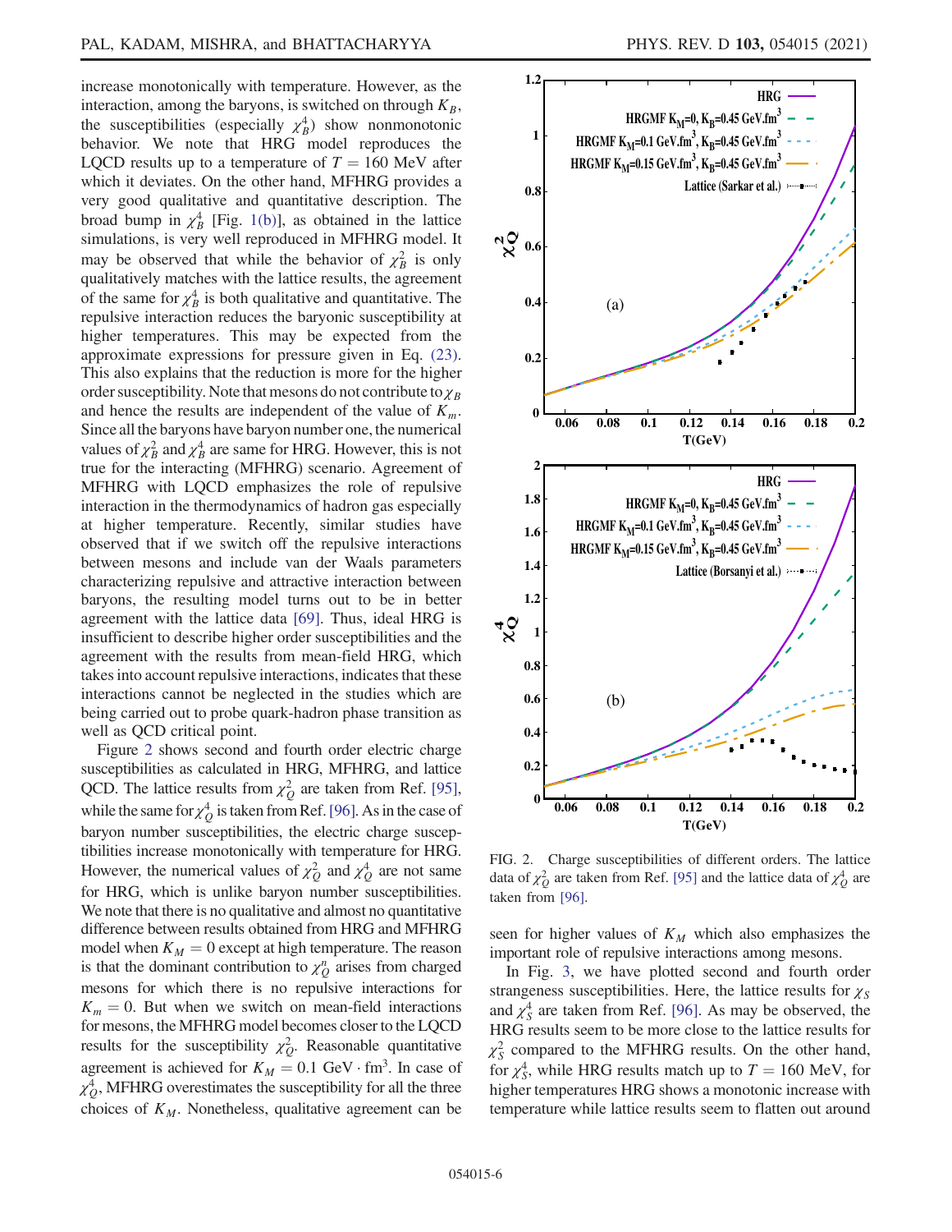increase monotonically with temperature. However, as the interaction, among the baryons, is switched on through $K_B$, the susceptibilities (especially $\chi_B^4$) show nonmonotonic behavior. We note that HRG model reproduces the LQCD results up to a temperature of $T = 160$ MeV after which it deviates. On the other hand, MFHRG provides a very good qualitative and quantitative description. The broad bump in $\chi_B^4$ [Fig. 1(b)], as obtained in the lattice simulations, is very well reproduced in MFHRG model. It may be observed that while the behavior of $\chi_B^2$ is only qualitatively matches with the lattice results, the agreement of the same for $\chi_B^4$ is both qualitative and quantitative. The repulsive interaction reduces the baryonic susceptibility at higher temperatures. This may be expected from the approximate expressions for pressure given in Eq. (23). This also explains that the reduction is more for the higher order susceptibility. Note that mesons do not contribute to $\chi_B$ and hence the results are independent of the value of $K_m$. Since all the baryons have baryon number one, the numerical values of $\chi_B^2$ and $\chi_B^4$ are same for HRG. However, this is not true for the interacting (MFHRG) scenario. Agreement of MFHRG with LQCD emphasizes the role of repulsive interaction in the thermodynamics of hadron gas especially at higher temperature. Recently, similar studies have observed that if we switch off the repulsive interactions between mesons and include van der Waals parameters characterizing repulsive and attractive interaction between baryons, the resulting model turns out to be in better agreement with the lattice data [69]. Thus, ideal HRG is insufficient to describe higher order susceptibilities and the agreement with the results from mean-field HRG, which takes into account repulsive interactions, indicates that these interactions cannot be neglected in the studies which are being carried out to probe quark-hadron phase transition as well as QCD critical point.

Figure 2 shows second and fourth order electric charge susceptibilities as calculated in HRG, MFHRG, and lattice QCD. The lattice results from $\chi_Q^2$ are taken from Ref. [95], while the same for $\chi_Q^4$ is taken from Ref. [96]. As in the case of baryon number susceptibilities, the electric charge susceptibilities increase monotonically with temperature for HRG. However, the numerical values of $\chi_Q^2$ and $\chi_Q^4$ are not same for HRG, which is unlike baryon number susceptibilities. We note that there is no qualitative and almost no quantitative difference between results obtained from HRG and MFHRG model when $K_M = 0$ except at high temperature. The reason is that the dominant contribution to $\chi_Q^n$ arises from charged mesons for which there is no repulsive interactions for $K_m = 0$. But when we switch on mean-field interactions for mesons, the MFHRG model becomes closer to the LQCD results for the susceptibility $\chi_Q^2$. Reasonable quantitative agreement is achieved for $K_M = 0.1$ GeV $\cdot$ fm$^3$. In case of $\chi_Q^4$, MFHRG overestimates the susceptibility for all the three choices of $K_M$. Nonetheless, qualitative agreement can be seen for higher values of $K_M$ which also emphasizes the important role of repulsive interactions among mesons.

FIG. 2. Charge susceptibilities of different orders. The lattice data of $\chi_Q^2$ are taken from Ref. [95] and the lattice data of $\chi_Q^4$ are taken from [96].

In Fig. 3, we have plotted second and fourth order strangeness susceptibilities. Here, the lattice results for $\chi_S$ and $\chi_S^4$ are taken from Ref. [96]. As may be observed, the HRG results seem to be more close to the lattice results for $\chi_S^2$ compared to the MFHRG results. On the other hand, for $\chi_S^4$, while HRG results match up to $T = 160$ MeV, for higher temperatures HRG shows a monotonic increase with temperature while lattice results seem to flatten out around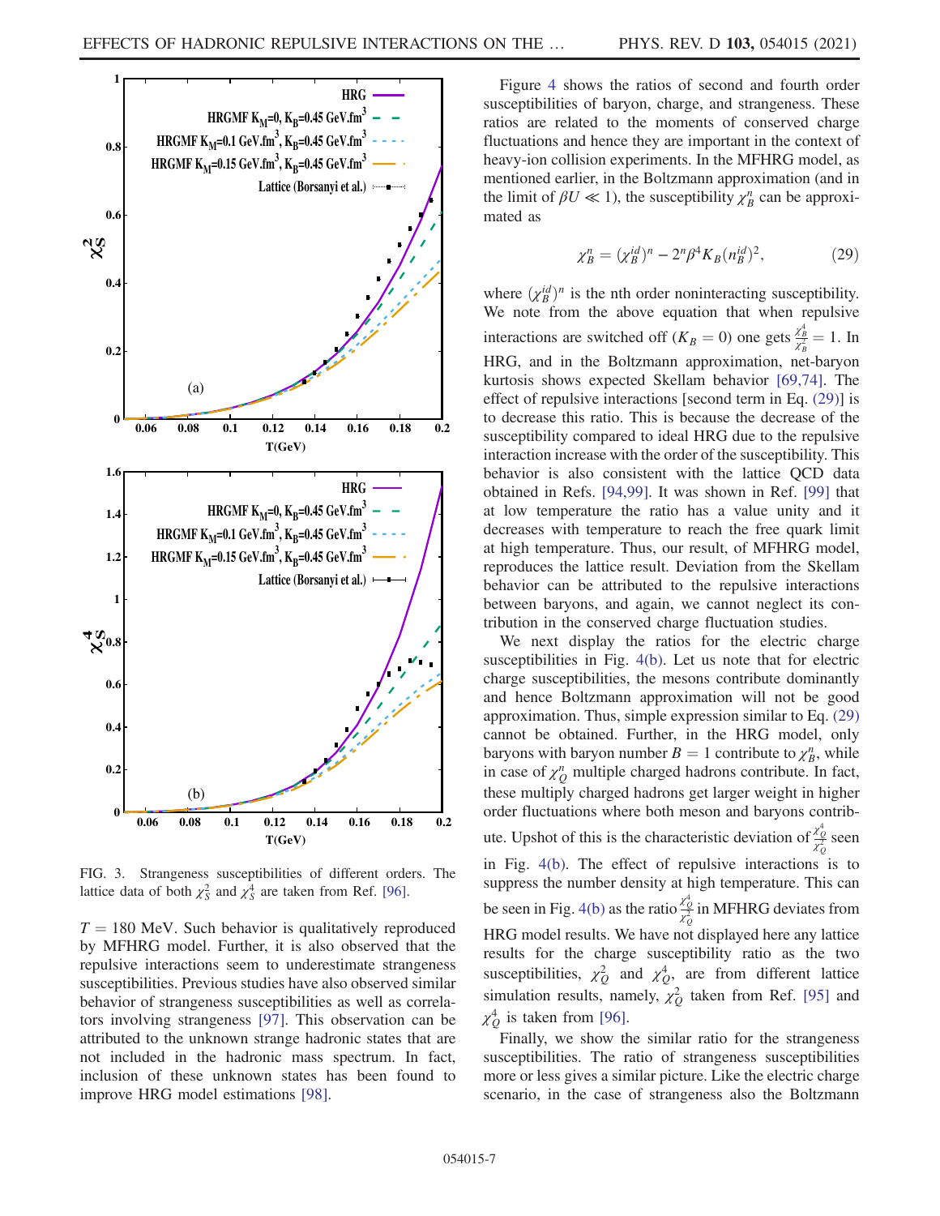FIG. 3. Strangeness susceptibilities of different orders. The lattice data of both $\chi_S^2$ and $\chi_S^4$ are taken from Ref. [96].

$T = 180$ MeV. Such behavior is qualitatively reproduced by MFHRG model. Further, it is also observed that the repulsive interactions seem to underestimate strangeness susceptibilities. Previous studies have also observed similar behavior of strangeness susceptibilities as well as correlators involving strangeness [97]. This observation can be attributed to the unknown strange hadronic states that are not included in the hadronic mass spectrum. In fact, inclusion of these unknown states has been found to improve HRG model estimations [98].

Figure 4 shows the ratios of second and fourth order susceptibilities of baryon, charge, and strangeness. These ratios are related to the moments of conserved charge fluctuations and hence they are important in the context of heavy-ion collision experiments. In the MFHRG model, as mentioned earlier, in the Boltzmann approximation (and in the limit of $\beta U \ll 1$), the susceptibility $\chi_B^n$ can be approximated as

$$\chi_B^n = (\chi_B^{id})^n - 2^n \beta^4 K_B (n_B^{id})^2, \tag{29}$$

where $(\chi_B^{id})^n$ is the nth order noninteracting susceptibility. We note from the above equation that when repulsive interactions are switched off ($K_B = 0$) one gets $\frac{\chi_B^4}{\chi_B^2} = 1$. In HRG, and in the Boltzmann approximation, net-baryon kurtosis shows expected Skellam behavior [69,74]. The effect of repulsive interactions [second term in Eq. (29)] is to decrease this ratio. This is because the decrease of the susceptibility compared to ideal HRG due to the repulsive interaction increase with the order of the susceptibility. This behavior is also consistent with the lattice QCD data obtained in Refs. [94,99]. It was shown in Ref. [99] that at low temperature the ratio has a value unity and it decreases with temperature to reach the free quark limit at high temperature. Thus, our result, of MFHRG model, reproduces the lattice result. Deviation from the Skellam behavior can be attributed to the repulsive interactions between baryons, and again, we cannot neglect its contribution in the conserved charge fluctuation studies.

We next display the ratios for the electric charge susceptibilities in Fig. 4(b). Let us note that for electric charge susceptibilities, the mesons contribute dominantly and hence Boltzmann approximation will not be good approximation. Thus, simple expression similar to Eq. (29) cannot be obtained. Further, in the HRG model, only baryons with baryon number $B = 1$ contribute to $\chi_B^n$, while in case of $\chi_Q^n$ multiple charged hadrons contribute. In fact, these multiply charged hadrons get larger weight in higher order fluctuations where both meson and baryons contribute. Upshot of this is the characteristic deviation of $\frac{\chi_Q^4}{\chi_Q^2}$ seen in Fig. 4(b). The effect of repulsive interactions is to suppress the number density at high temperature. This can be seen in Fig. 4(b) as the ratio $\frac{\chi_Q^4}{\chi_Q^2}$ in MFHRG deviates from HRG model results. We have not displayed here any lattice results for the charge susceptibility ratio as the two susceptibilities, $\chi_Q^2$ and $\chi_Q^4$, are from different lattice simulation results, namely, $\chi_Q^2$ taken from Ref. [95] and $\chi_Q^4$ is taken from [96].

Finally, we show the similar ratio for the strangeness susceptibilities. The ratio of strangeness susceptibilities more or less gives a similar picture. Like the electric charge scenario, in the case of strangeness also the Boltzmann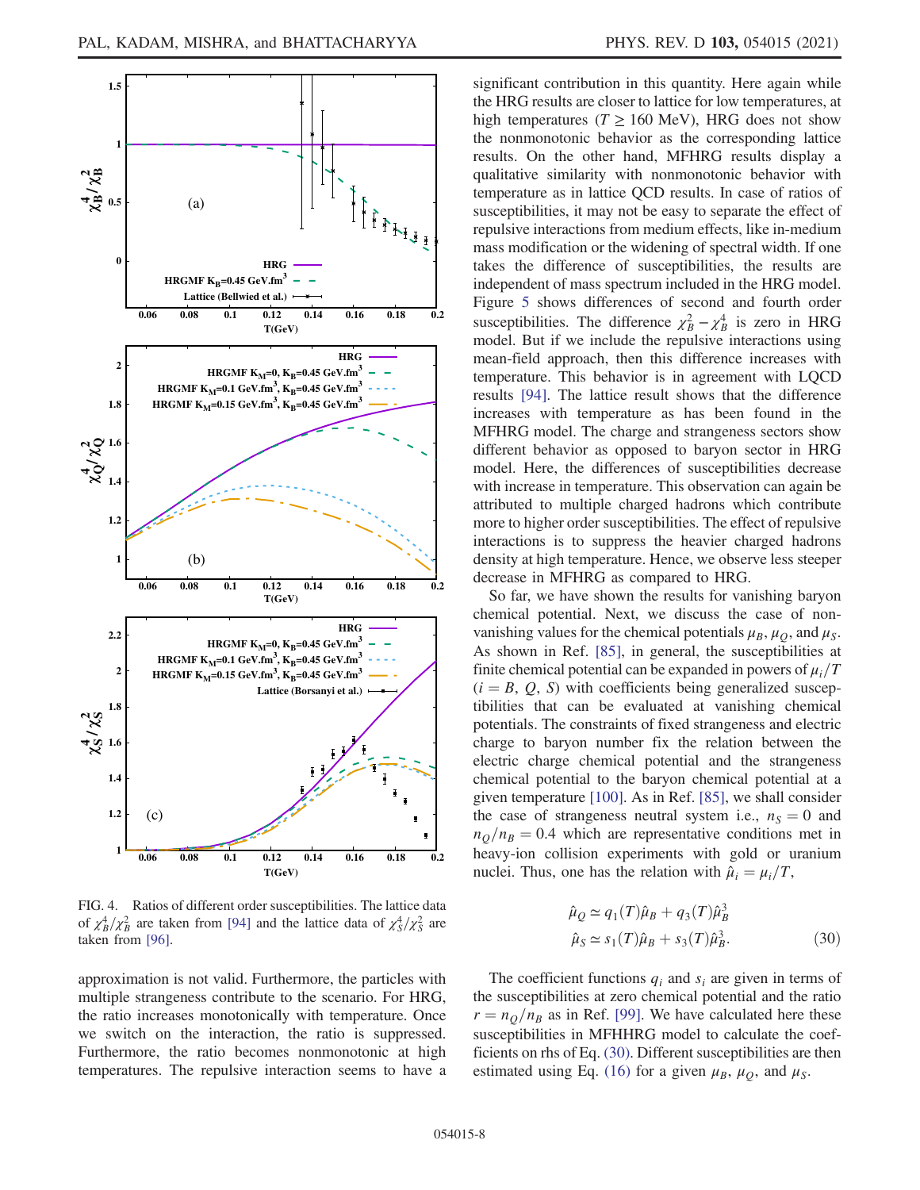FIG. 4. Ratios of different order susceptibilities. The lattice data of $\chi_B^4/\chi_B^2$ are taken from [94] and the lattice data of $\chi_S^4/\chi_S^2$ are taken from [96].

approximation is not valid. Furthermore, the particles with multiple strangeness contribute to the scenario. For HRG, the ratio increases monotonically with temperature. Once we switch on the interaction, the ratio is suppressed. Furthermore, the ratio becomes nonmonotonic at high temperatures. The repulsive interaction seems to have a significant contribution in this quantity. Here again while the HRG results are closer to lattice for low temperatures, at high temperatures ($T \geq 160$ MeV), HRG does not show the nonmonotonic behavior as the corresponding lattice results. On the other hand, MFHRG results display a qualitative similarity with nonmonotonic behavior with temperature as in lattice QCD results. In case of ratios of susceptibilities, it may not be easy to separate the effect of repulsive interactions from medium effects, like in-medium mass modification or the widening of spectral width. If one takes the difference of susceptibilities, the results are independent of mass spectrum included in the HRG model. Figure 5 shows differences of second and fourth order susceptibilities. The difference $\chi_B^2 - \chi_B^4$ is zero in HRG model. But if we include the repulsive interactions using mean-field approach, then this difference increases with temperature. This behavior is in agreement with LQCD results [94]. The lattice result shows that the difference increases with temperature as has been found in the MFHRG model. The charge and strangeness sectors show different behavior as opposed to baryon sector in HRG model. Here, the differences of susceptibilities decrease with increase in temperature. This observation can again be attributed to multiple charged hadrons which contribute more to higher order susceptibilities. The effect of repulsive interactions is to suppress the heavier charged hadrons density at high temperature. Hence, we observe less steeper decrease in MFHRG as compared to HRG.

So far, we have shown the results for vanishing baryon chemical potential. Next, we discuss the case of nonvanishing values for the chemical potentials $\mu_B$, $\mu_Q$, and $\mu_S$. As shown in Ref. [85], in general, the susceptibilities at finite chemical potential can be expanded in powers of $\mu_i/T$ ($i = B, Q, S$) with coefficients being generalized susceptibilities that can be evaluated at vanishing chemical potentials. The constraints of fixed strangeness and electric charge to baryon number fix the relation between the electric charge chemical potential and the strangeness chemical potential to the baryon chemical potential at a given temperature [100]. As in Ref. [85], we shall consider the case of strangeness neutral system i.e., $n_S = 0$ and $n_Q/n_B = 0.4$ which are representative conditions met in heavy-ion collision experiments with gold or uranium nuclei. Thus, one has the relation with $\hat{\mu}_i = \mu_i/T$,

$$
\begin{aligned}
\hat{\mu}_Q &\simeq q_1(T)\hat{\mu}_B + q_3(T)\hat{\mu}_B^3 \\
\hat{\mu}_S &\simeq s_1(T)\hat{\mu}_B + s_3(T)\hat{\mu}_B^3.
\end{aligned}
\tag{30}
$$

The coefficient functions $q_i$ and $s_i$ are given in terms of the susceptibilities at zero chemical potential and the ratio $r = n_Q/n_B$ as in Ref. [99]. We have calculated here these susceptibilities in MFHHRG model to calculate the coefficients on rhs of Eq. (30). Different susceptibilities are then estimated using Eq. (16) for a given $\mu_B$, $\mu_Q$, and $\mu_S$.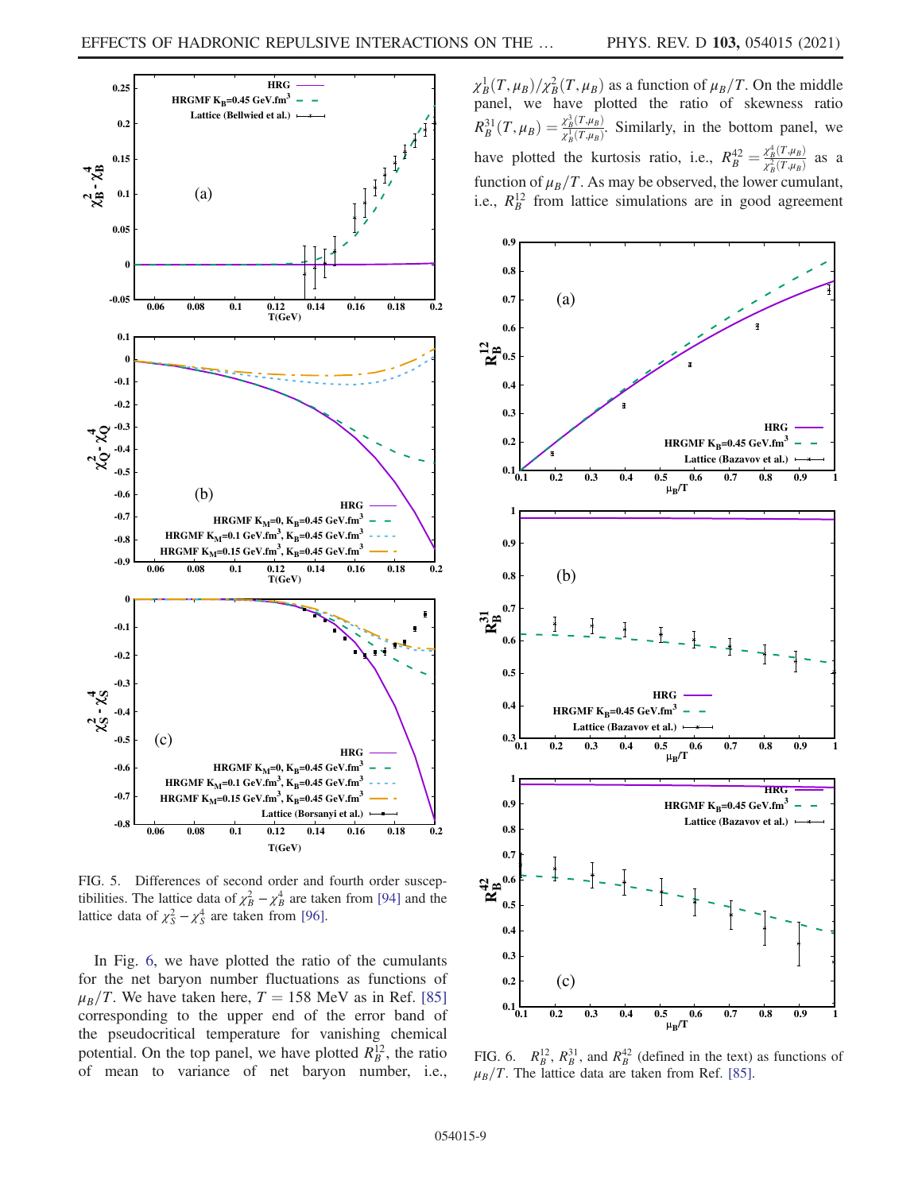FIG. 5. Differences of second order and fourth order susceptibilities. The lattice data of $\chi_B^2 - \chi_B^4$ are taken from [94] and the lattice data of $\chi_S^2 - \chi_S^4$ are taken from [96].

In Fig. 6, we have plotted the ratio of the cumulants for the net baryon number fluctuations as functions of $\mu_B/T$. We have taken here, $T = 158$ MeV as in Ref. [85] corresponding to the upper end of the error band of the pseudocritical temperature for vanishing chemical potential. On the top panel, we have plotted $R_B^{12}$, the ratio of mean to variance of net baryon number, i.e., $\chi_B^1(T, \mu_B)/\chi_B^2(T, \mu_B)$ as a function of $\mu_B/T$. On the middle panel, we have plotted the ratio of skewness ratio $R_B^{31}(T, \mu_B) = \frac{\chi_B^3(T, \mu_B)}{\chi_B^1(T, \mu_B)}$. Similarly, in the bottom panel, we have plotted the kurtosis ratio, i.e., $R_B^{42} = \frac{\chi_B^4(T, \mu_B)}{\chi_B^2(T, \mu_B)}$ as a function of $\mu_B/T$. As may be observed, the lower cumulant, i.e., $R_B^{12}$ from lattice simulations are in good agreement

FIG. 6. $R_B^{12}$, $R_B^{31}$, and $R_B^{42}$ (defined in the text) as functions of $\mu_B/T$. The lattice data are taken from Ref. [85].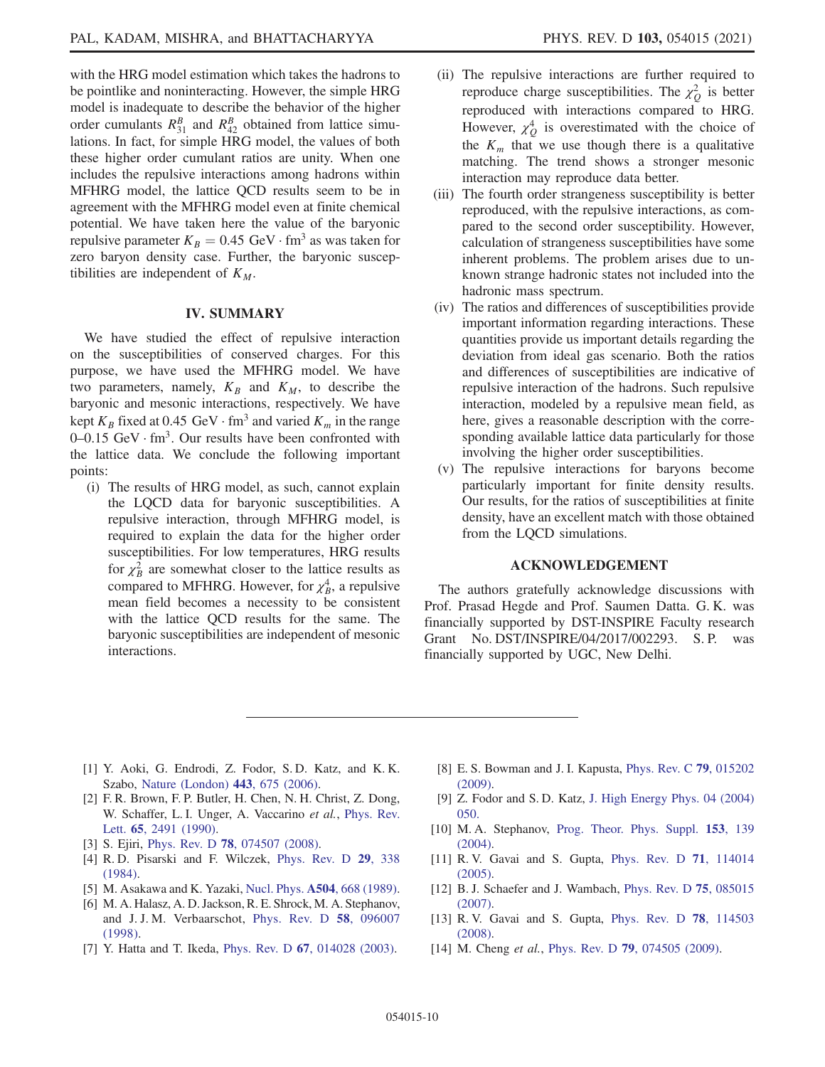with the HRG model estimation which takes the hadrons to be pointlike and noninteracting. However, the simple HRG model is inadequate to describe the behavior of the higher order cumulants $R_{31}^B$ and $R_{42}^B$ obtained from lattice simulations. In fact, for simple HRG model, the values of both these higher order cumulant ratios are unity. When one includes the repulsive interactions among hadrons within MFHRG model, the lattice QCD results seem to be in agreement with the MFHRG model even at finite chemical potential. We have taken here the value of the baryonic repulsive parameter $K_B = 0.45\ \mathrm{GeV} \cdot \mathrm{fm}^3$ as was taken for zero baryon density case. Further, the baryonic susceptibilities are independent of $K_M$.

## IV. SUMMARY

We have studied the effect of repulsive interaction on the susceptibilities of conserved charges. For this purpose, we have used the MFHRG model. We have two parameters, namely, $K_B$ and $K_M$, to describe the baryonic and mesonic interactions, respectively. We have kept $K_B$ fixed at $0.45\ \mathrm{GeV} \cdot \mathrm{fm}^3$ and varied $K_m$ in the range 0–0.15 $\mathrm{GeV} \cdot \mathrm{fm}^3$. Our results have been confronted with the lattice data. We conclude the following important points:

(i) The results of HRG model, as such, cannot explain the LQCD data for baryonic susceptibilities. A repulsive interaction, through MFHRG model, is required to explain the data for the higher order susceptibilities. For low temperatures, HRG results for $\chi_B^2$ are somewhat closer to the lattice results as compared to MFHRG. However, for $\chi_B^4$, a repulsive mean field becomes a necessity to be consistent with the lattice QCD results for the same. The baryonic susceptibilities are independent of mesonic interactions.

(ii) The repulsive interactions are further required to reproduce charge susceptibilities. The $\chi_Q^2$ is better reproduced with interactions compared to HRG. However, $\chi_Q^4$ is overestimated with the choice of the $K_m$ that we use though there is a qualitative matching. The trend shows a stronger mesonic interaction may reproduce data better.

(iii) The fourth order strangeness susceptibility is better reproduced, with the repulsive interactions, as compared to the second order susceptibility. However, calculation of strangeness susceptibilities have some inherent problems. The problem arises due to unknown strange hadronic states not included into the hadronic mass spectrum.

(iv) The ratios and differences of susceptibilities provide important information regarding interactions. These quantities provide us important details regarding the deviation from ideal gas scenario. Both the ratios and differences of susceptibilities are indicative of repulsive interaction of the hadrons. Such repulsive interaction, modeled by a repulsive mean field, as here, gives a reasonable description with the corresponding available lattice data particularly for those involving the higher order susceptibilities.

(v) The repulsive interactions for baryons become particularly important for finite density results. Our results, for the ratios of susceptibilities at finite density, have an excellent match with those obtained from the LQCD simulations.

## ACKNOWLEDGEMENT

The authors gratefully acknowledge discussions with Prof. Prasad Hegde and Prof. Saumen Datta. G. K. was financially supported by DST-INSPIRE Faculty research Grant No. DST/INSPIRE/04/2017/002293. S. P. was financially supported by UGC, New Delhi.

---

[1] Y. Aoki, G. Endrodi, Z. Fodor, S. D. Katz, and K. K. Szabo, Nature (London) **443**, 675 (2006).

[2] F. R. Brown, F. P. Butler, H. Chen, N. H. Christ, Z. Dong, W. Schaffer, L. I. Unger, A. Vaccarino *et al.*, Phys. Rev. Lett. **65**, 2491 (1990).

[3] S. Ejiri, Phys. Rev. D **78**, 074507 (2008).

[4] R. D. Pisarski and F. Wilczek, Phys. Rev. D **29**, 338 (1984).

[5] M. Asakawa and K. Yazaki, Nucl. Phys. **A504**, 668 (1989).

[6] M. A. Halasz, A. D. Jackson, R. E. Shrock, M. A. Stephanov, and J. J. M. Verbaarschot, Phys. Rev. D **58**, 096007 (1998).

[7] Y. Hatta and T. Ikeda, Phys. Rev. D **67**, 014028 (2003).

[8] E. S. Bowman and J. I. Kapusta, Phys. Rev. C **79**, 015202 (2009).

[9] Z. Fodor and S. D. Katz, J. High Energy Phys. 04 (2004) 050.

[10] M. A. Stephanov, Prog. Theor. Phys. Suppl. **153**, 139 (2004).

[11] R. V. Gavai and S. Gupta, Phys. Rev. D **71**, 114014 (2005).

[12] B. J. Schaefer and J. Wambach, Phys. Rev. D **75**, 085015 (2007).

[13] R. V. Gavai and S. Gupta, Phys. Rev. D **78**, 114503 (2008).

[14] M. Cheng *et al.*, Phys. Rev. D **79**, 074505 (2009).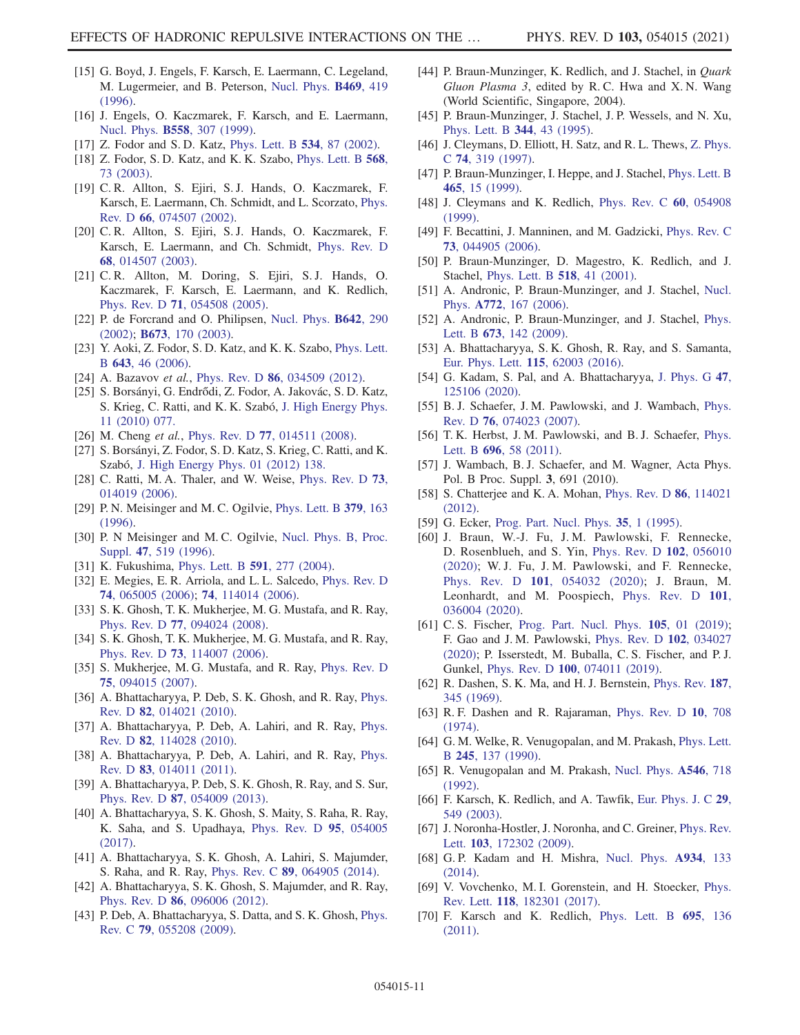[15] G. Boyd, J. Engels, F. Karsch, E. Laermann, C. Legeland, M. Lugermeier, and B. Peterson, Nucl. Phys. **B469**, 419 (1996).

[16] J. Engels, O. Kaczmarek, F. Karsch, and E. Laermann, Nucl. Phys. **B558**, 307 (1999).

[17] Z. Fodor and S. D. Katz, Phys. Lett. B **534**, 87 (2002).

[18] Z. Fodor, S. D. Katz, and K. K. Szabo, Phys. Lett. B **568**, 73 (2003).

[19] C. R. Allton, S. Ejiri, S. J. Hands, O. Kaczmarek, F. Karsch, E. Laermann, Ch. Schmidt, and L. Scorzato, Phys. Rev. D **66**, 074507 (2002).

[20] C. R. Allton, S. Ejiri, S. J. Hands, O. Kaczmarek, F. Karsch, E. Laermann, and Ch. Schmidt, Phys. Rev. D **68**, 014507 (2003).

[21] C. R. Allton, M. Doring, S. Ejiri, S. J. Hands, O. Kaczmarek, F. Karsch, E. Laermann, and K. Redlich, Phys. Rev. D **71**, 054508 (2005).

[22] P. de Forcrand and O. Philipsen, Nucl. Phys. **B642**, 290 (2002); **B673**, 170 (2003).

[23] Y. Aoki, Z. Fodor, S. D. Katz, and K. K. Szabo, Phys. Lett. B **643**, 46 (2006).

[24] A. Bazavov *et al.*, Phys. Rev. D **86**, 034509 (2012).

[25] S. Borsányi, G. Endrődi, Z. Fodor, A. Jakovác, S. D. Katz, S. Krieg, C. Ratti, and K. K. Szabó, J. High Energy Phys. 11 (2010) 077.

[26] M. Cheng *et al.*, Phys. Rev. D **77**, 014511 (2008).

[27] S. Borsányi, Z. Fodor, S. D. Katz, S. Krieg, C. Ratti, and K. Szabó, J. High Energy Phys. 01 (2012) 138.

[28] C. Ratti, M. A. Thaler, and W. Weise, Phys. Rev. D **73**, 014019 (2006).

[29] P. N. Meisinger and M. C. Ogilvie, Phys. Lett. B **379**, 163 (1996).

[30] P. N Meisinger and M. C. Ogilvie, Nucl. Phys. B, Proc. Suppl. **47**, 519 (1996).

[31] K. Fukushima, Phys. Lett. B **591**, 277 (2004).

[32] E. Megies, E. R. Arriola, and L. L. Salcedo, Phys. Rev. D **74**, 065005 (2006); **74**, 114014 (2006).

[33] S. K. Ghosh, T. K. Mukherjee, M. G. Mustafa, and R. Ray, Phys. Rev. D **77**, 094024 (2008).

[34] S. K. Ghosh, T. K. Mukherjee, M. G. Mustafa, and R. Ray, Phys. Rev. D **73**, 114007 (2006).

[35] S. Mukherjee, M. G. Mustafa, and R. Ray, Phys. Rev. D **75**, 094015 (2007).

[36] A. Bhattacharyya, P. Deb, S. K. Ghosh, and R. Ray, Phys. Rev. D **82**, 014021 (2010).

[37] A. Bhattacharyya, P. Deb, A. Lahiri, and R. Ray, Phys. Rev. D **82**, 114028 (2010).

[38] A. Bhattacharyya, P. Deb, A. Lahiri, and R. Ray, Phys. Rev. D **83**, 014011 (2011).

[39] A. Bhattacharyya, P. Deb, S. K. Ghosh, R. Ray, and S. Sur, Phys. Rev. D **87**, 054009 (2013).

[40] A. Bhattacharyya, S. K. Ghosh, S. Maity, S. Raha, R. Ray, K. Saha, and S. Upadhaya, Phys. Rev. D **95**, 054005 (2017).

[41] A. Bhattacharyya, S. K. Ghosh, A. Lahiri, S. Majumder, S. Raha, and R. Ray, Phys. Rev. C **89**, 064905 (2014).

[42] A. Bhattacharyya, S. K. Ghosh, S. Majumder, and R. Ray, Phys. Rev. D **86**, 096006 (2012).

[43] P. Deb, A. Bhattacharyya, S. Datta, and S. K. Ghosh, Phys. Rev. C **79**, 055208 (2009).

[44] P. Braun-Munzinger, K. Redlich, and J. Stachel, in *Quark Gluon Plasma 3*, edited by R. C. Hwa and X. N. Wang (World Scientific, Singapore, 2004).

[45] P. Braun-Munzinger, J. Stachel, J. P. Wessels, and N. Xu, Phys. Lett. B **344**, 43 (1995).

[46] J. Cleymans, D. Elliott, H. Satz, and R. L. Thews, Z. Phys. C **74**, 319 (1997).

[47] P. Braun-Munzinger, I. Heppe, and J. Stachel, Phys. Lett. B **465**, 15 (1999).

[48] J. Cleymans and K. Redlich, Phys. Rev. C **60**, 054908 (1999).

[49] F. Becattini, J. Manninen, and M. Gadzicki, Phys. Rev. C **73**, 044905 (2006).

[50] P. Braun-Munzinger, D. Magestro, K. Redlich, and J. Stachel, Phys. Lett. B **518**, 41 (2001).

[51] A. Andronic, P. Braun-Munzinger, and J. Stachel, Nucl. Phys. **A772**, 167 (2006).

[52] A. Andronic, P. Braun-Munzinger, and J. Stachel, Phys. Lett. B **673**, 142 (2009).

[53] A. Bhattacharyya, S. K. Ghosh, R. Ray, and S. Samanta, Eur. Phys. Lett. **115**, 62003 (2016).

[54] G. Kadam, S. Pal, and A. Bhattacharyya, J. Phys. G **47**, 125106 (2020).

[55] B. J. Schaefer, J. M. Pawlowski, and J. Wambach, Phys. Rev. D **76**, 074023 (2007).

[56] T. K. Herbst, J. M. Pawlowski, and B. J. Schaefer, Phys. Lett. B **696**, 58 (2011).

[57] J. Wambach, B. J. Schaefer, and M. Wagner, Acta Phys. Pol. B Proc. Suppl. **3**, 691 (2010).

[58] S. Chatterjee and K. A. Mohan, Phys. Rev. D **86**, 114021 (2012).

[59] G. Ecker, Prog. Part. Nucl. Phys. **35**, 1 (1995).

[60] J. Braun, W.-J. Fu, J. M. Pawlowski, F. Rennecke, D. Rosenblueh, and S. Yin, Phys. Rev. D **102**, 056010 (2020); W. J. Fu, J. M. Pawlowski, and F. Rennecke, Phys. Rev. D **101**, 054032 (2020); J. Braun, M. Leonhardt, and M. Poospiech, Phys. Rev. D **101**, 036004 (2020).

[61] C. S. Fischer, Prog. Part. Nucl. Phys. **105**, 01 (2019); F. Gao and J. M. Pawlowski, Phys. Rev. D **102**, 034027 (2020); P. Isserstedt, M. Buballa, C. S. Fischer, and P. J. Gunkel, Phys. Rev. D **100**, 074011 (2019).

[62] R. Dashen, S. K. Ma, and H. J. Bernstein, Phys. Rev. **187**, 345 (1969).

[63] R. F. Dashen and R. Rajaraman, Phys. Rev. D **10**, 708 (1974).

[64] G. M. Welke, R. Venugopalan, and M. Prakash, Phys. Lett. B **245**, 137 (1990).

[65] R. Venugopalan and M. Prakash, Nucl. Phys. **A546**, 718 (1992).

[66] F. Karsch, K. Redlich, and A. Tawfik, Eur. Phys. J. C **29**, 549 (2003).

[67] J. Noronha-Hostler, J. Noronha, and C. Greiner, Phys. Rev. Lett. **103**, 172302 (2009).

[68] G. P. Kadam and H. Mishra, Nucl. Phys. **A934**, 133 (2014).

[69] V. Vovchenko, M. I. Gorenstein, and H. Stoecker, Phys. Rev. Lett. **118**, 182301 (2017).

[70] F. Karsch and K. Redlich, Phys. Lett. B **695**, 136 (2011).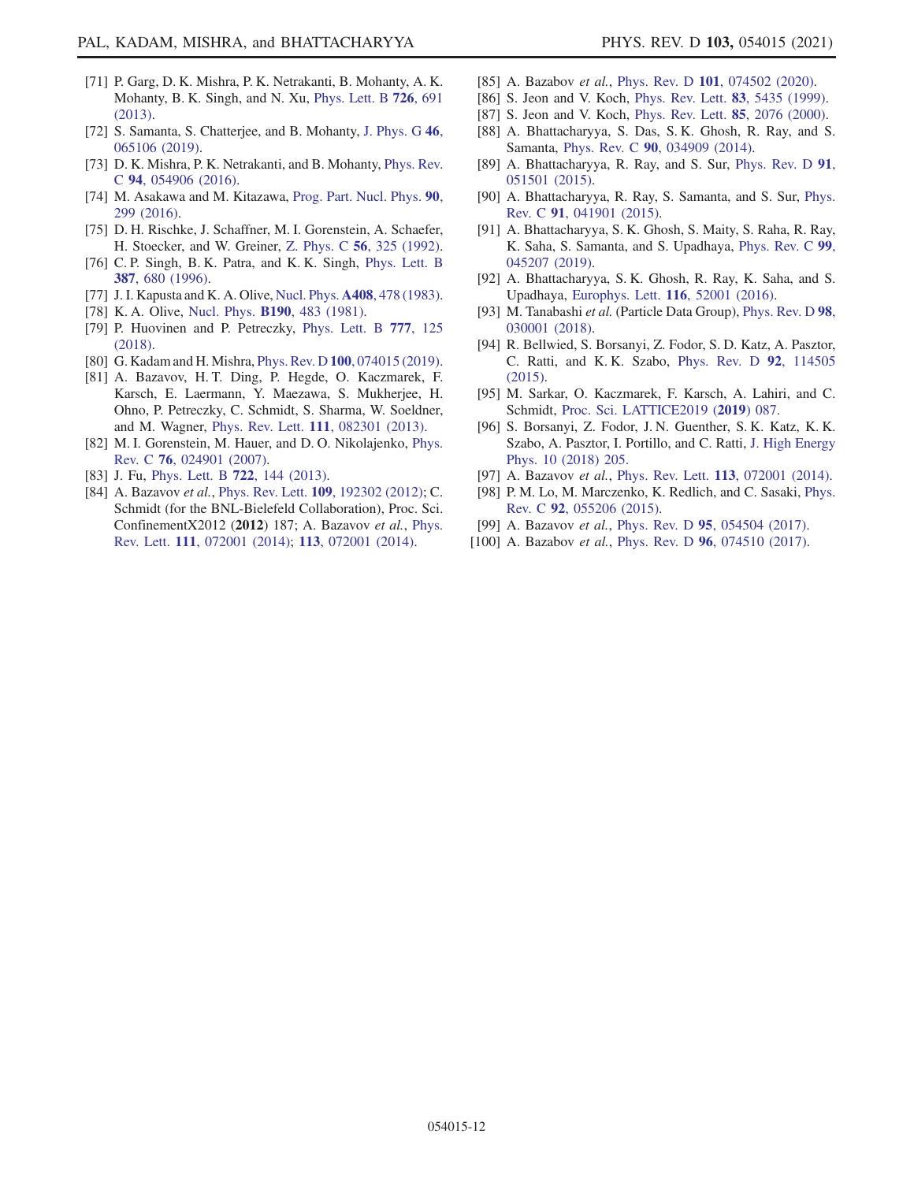[71] P. Garg, D. K. Mishra, P. K. Netrakanti, B. Mohanty, A. K. Mohanty, B. K. Singh, and N. Xu, Phys. Lett. B **726**, 691 (2013).

[72] S. Samanta, S. Chatterjee, and B. Mohanty, J. Phys. G **46**, 065106 (2019).

[73] D. K. Mishra, P. K. Netrakanti, and B. Mohanty, Phys. Rev. C **94**, 054906 (2016).

[74] M. Asakawa and M. Kitazawa, Prog. Part. Nucl. Phys. **90**, 299 (2016).

[75] D. H. Rischke, J. Schaffner, M. I. Gorenstein, A. Schaefer, H. Stoecker, and W. Greiner, Z. Phys. C **56**, 325 (1992).

[76] C. P. Singh, B. K. Patra, and K. K. Singh, Phys. Lett. B **387**, 680 (1996).

[77] J. I. Kapusta and K. A. Olive, Nucl. Phys. **A408**, 478 (1983).

[78] K. A. Olive, Nucl. Phys. **B190**, 483 (1981).

[79] P. Huovinen and P. Petreczky, Phys. Lett. B **777**, 125 (2018).

[80] G. Kadam and H. Mishra, Phys. Rev. D **100**, 074015 (2019).

[81] A. Bazavov, H. T. Ding, P. Hegde, O. Kaczmarek, F. Karsch, E. Laermann, Y. Maezawa, S. Mukherjee, H. Ohno, P. Petreczky, C. Schmidt, S. Sharma, W. Soeldner, and M. Wagner, Phys. Rev. Lett. **111**, 082301 (2013).

[82] M. I. Gorenstein, M. Hauer, and D. O. Nikolajenko, Phys. Rev. C **76**, 024901 (2007).

[83] J. Fu, Phys. Lett. B **722**, 144 (2013).

[84] A. Bazavov *et al.*, Phys. Rev. Lett. **109**, 192302 (2012); C. Schmidt (for the BNL-Bielefeld Collaboration), Proc. Sci. ConfinementX2012 (**2012**) 187; A. Bazavov *et al.*, Phys. Rev. Lett. **111**, 072001 (2014); **113**, 072001 (2014).

[85] A. Bazabov *et al.*, Phys. Rev. D **101**, 074502 (2020).

[86] S. Jeon and V. Koch, Phys. Rev. Lett. **83**, 5435 (1999).

[87] S. Jeon and V. Koch, Phys. Rev. Lett. **85**, 2076 (2000).

[88] A. Bhattacharyya, S. Das, S. K. Ghosh, R. Ray, and S. Samanta, Phys. Rev. C **90**, 034909 (2014).

[89] A. Bhattacharyya, R. Ray, and S. Sur, Phys. Rev. D **91**, 051501 (2015).

[90] A. Bhattacharyya, R. Ray, S. Samanta, and S. Sur, Phys. Rev. C **91**, 041901 (2015).

[91] A. Bhattacharyya, S. K. Ghosh, S. Maity, S. Raha, R. Ray, K. Saha, S. Samanta, and S. Upadhaya, Phys. Rev. C **99**, 045207 (2019).

[92] A. Bhattacharyya, S. K. Ghosh, R. Ray, K. Saha, and S. Upadhaya, Europhys. Lett. **116**, 52001 (2016).

[93] M. Tanabashi *et al.* (Particle Data Group), Phys. Rev. D **98**, 030001 (2018).

[94] R. Bellwied, S. Borsanyi, Z. Fodor, S. D. Katz, A. Pasztor, C. Ratti, and K. K. Szabo, Phys. Rev. D **92**, 114505 (2015).

[95] M. Sarkar, O. Kaczmarek, F. Karsch, A. Lahiri, and C. Schmidt, Proc. Sci. LATTICE2019 (**2019**) 087.

[96] S. Borsanyi, Z. Fodor, J. N. Guenther, S. K. Katz, K. K. Szabo, A. Pasztor, I. Portillo, and C. Ratti, J. High Energy Phys. 10 (2018) 205.

[97] A. Bazavov *et al.*, Phys. Rev. Lett. **113**, 072001 (2014).

[98] P. M. Lo, M. Marczenko, K. Redlich, and C. Sasaki, Phys. Rev. C **92**, 055206 (2015).

[99] A. Bazavov *et al.*, Phys. Rev. D **95**, 054504 (2017).

[100] A. Bazabov *et al.*, Phys. Rev. D **96**, 074510 (2017).